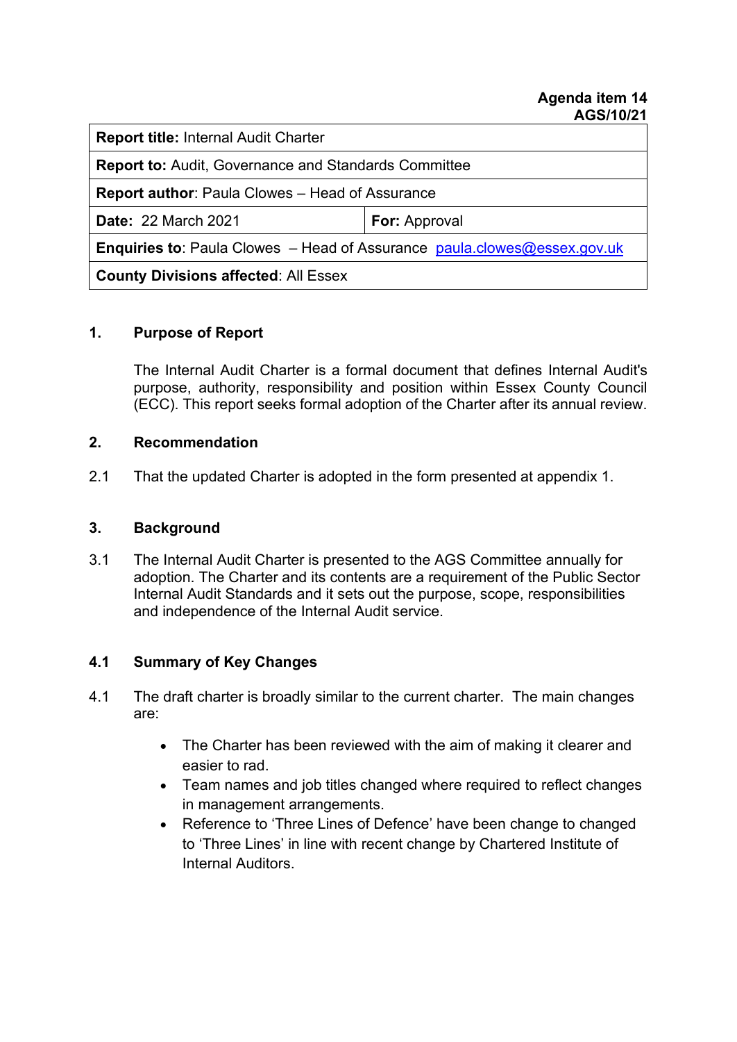**Agenda item 14**
**AGS/10/21**

| **Report title:** Internal Audit Charter | |
|---|---|
| **Report to:** Audit, Governance and Standards Committee | |
| **Report author**: Paula Clowes – Head of Assurance | |
| **Date:** 22 March 2021 | **For:** Approval |
| **Enquiries to**: Paula Clowes – Head of Assurance paula.clowes@essex.gov.uk | |
| **County Divisions affected**: All Essex | |

## 1. Purpose of Report

The Internal Audit Charter is a formal document that defines Internal Audit's purpose, authority, responsibility and position within Essex County Council (ECC). This report seeks formal adoption of the Charter after its annual review.

## 2. Recommendation

2.1 That the updated Charter is adopted in the form presented at appendix 1.

## 3. Background

3.1 The Internal Audit Charter is presented to the AGS Committee annually for adoption. The Charter and its contents are a requirement of the Public Sector Internal Audit Standards and it sets out the purpose, scope, responsibilities and independence of the Internal Audit service.

## 4.1 Summary of Key Changes

4.1 The draft charter is broadly similar to the current charter. The main changes are:

- The Charter has been reviewed with the aim of making it clearer and easier to rad.
- Team names and job titles changed where required to reflect changes in management arrangements.
- Reference to 'Three Lines of Defence' have been change to changed to 'Three Lines' in line with recent change by Chartered Institute of Internal Auditors.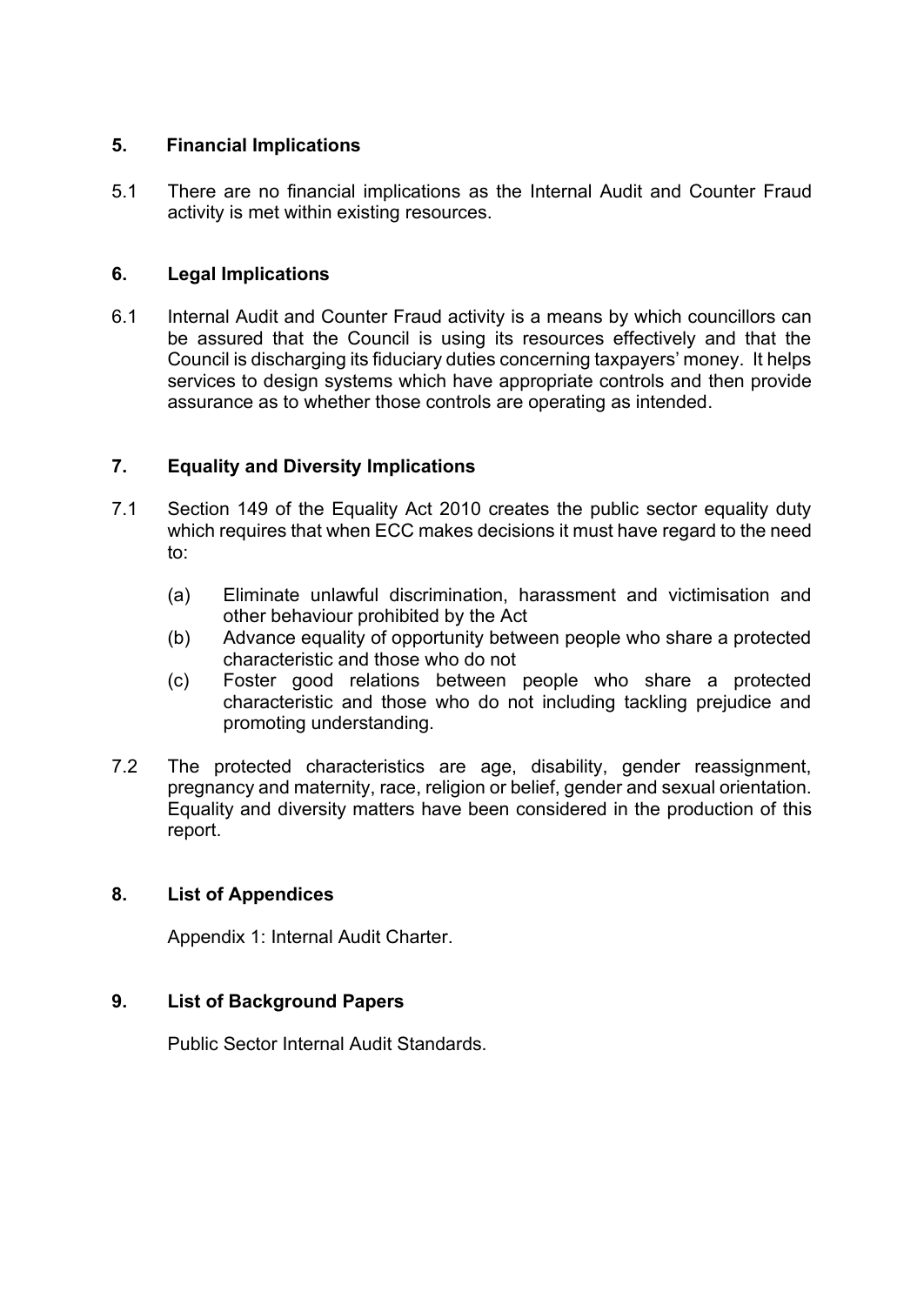## 5. Financial Implications

5.1 There are no financial implications as the Internal Audit and Counter Fraud activity is met within existing resources.

## 6. Legal Implications

6.1 Internal Audit and Counter Fraud activity is a means by which councillors can be assured that the Council is using its resources effectively and that the Council is discharging its fiduciary duties concerning taxpayers' money. It helps services to design systems which have appropriate controls and then provide assurance as to whether those controls are operating as intended.

## 7. Equality and Diversity Implications

7.1 Section 149 of the Equality Act 2010 creates the public sector equality duty which requires that when ECC makes decisions it must have regard to the need to:

(a) Eliminate unlawful discrimination, harassment and victimisation and other behaviour prohibited by the Act

(b) Advance equality of opportunity between people who share a protected characteristic and those who do not

(c) Foster good relations between people who share a protected characteristic and those who do not including tackling prejudice and promoting understanding.

7.2 The protected characteristics are age, disability, gender reassignment, pregnancy and maternity, race, religion or belief, gender and sexual orientation. Equality and diversity matters have been considered in the production of this report.

## 8. List of Appendices

Appendix 1: Internal Audit Charter.

## 9. List of Background Papers

Public Sector Internal Audit Standards.